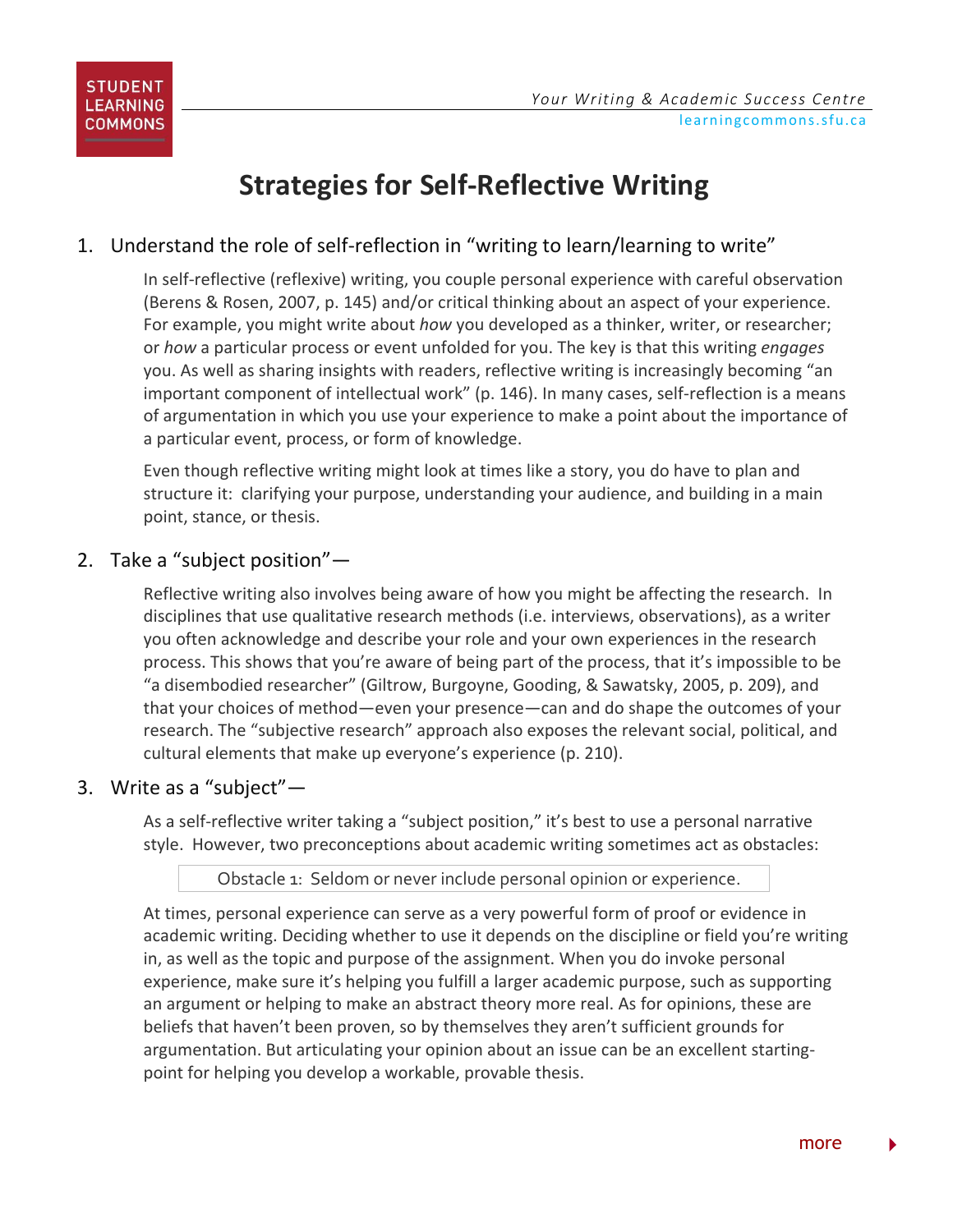# Strategies for Self-Reflective Writing

## 1. Understand the role of self-reflection in "writing to learn/learning to write"

In self-reflective (reflexive) writing, you couple personal experience with careful observation (Berens & Rosen, 2007, p. 145) and/or critical thinking about an aspect of your experience. For example, you might write about *how* you developed as a thinker, writer, or researcher; or *how* a particular process or event unfolded for you. The key is that this writing *engages* you. As well as sharing insights with readers, reflective writing is increasingly becoming "an important component of intellectual work" (p. 146). In many cases, self-reflection is a means of argumentation in which you use your experience to make a point about the importance of a particular event, process, or form of knowledge.

Even though reflective writing might look at times like a story, you do have to plan and structure it: clarifying your purpose, understanding your audience, and building in a main point, stance, or thesis.

## 2. Take a "subject position"—

Reflective writing also involves being aware of how you might be affecting the research. In disciplines that use qualitative research methods (i.e. interviews, observations), as a writer you often acknowledge and describe your role and your own experiences in the research process. This shows that you're aware of being part of the process, that it's impossible to be "a disembodied researcher" (Giltrow, Burgoyne, Gooding, & Sawatsky, 2005, p. 209), and that your choices of method—even your presence—can and do shape the outcomes of your research. The "subjective research" approach also exposes the relevant social, political, and cultural elements that make up everyone's experience (p. 210).

## 3. Write as a "subject"—

As a self-reflective writer taking a "subject position," it's best to use a personal narrative style. However, two preconceptions about academic writing sometimes act as obstacles:

> Obstacle 1: Seldom or never include personal opinion or experience.

At times, personal experience can serve as a very powerful form of proof or evidence in academic writing. Deciding whether to use it depends on the discipline or field you're writing in, as well as the topic and purpose of the assignment. When you do invoke personal experience, make sure it's helping you fulfill a larger academic purpose, such as supporting an argument or helping to make an abstract theory more real. As for opinions, these are beliefs that haven't been proven, so by themselves they aren't sufficient grounds for argumentation. But articulating your opinion about an issue can be an excellent starting-point for helping you develop a workable, provable thesis.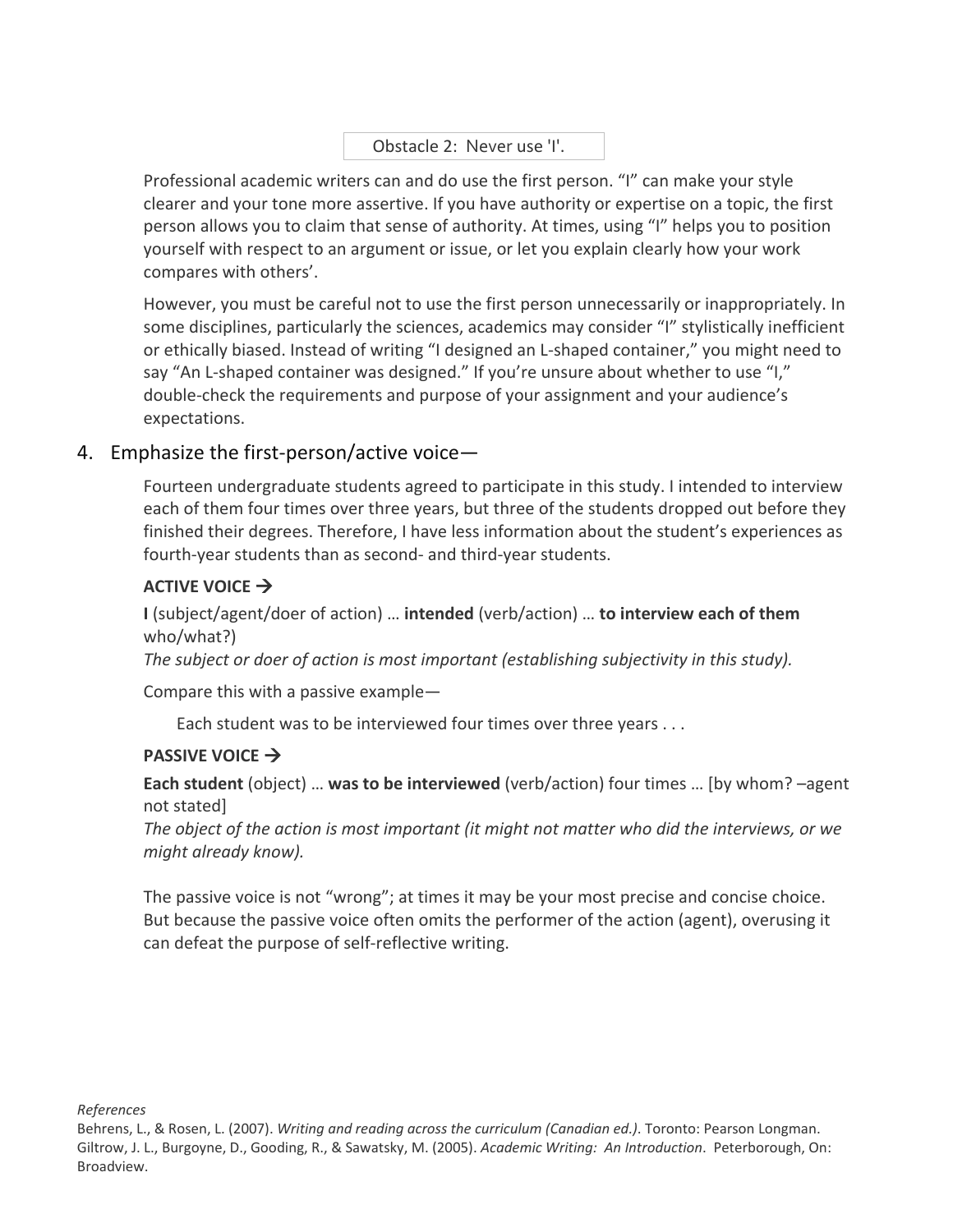Obstacle 2: Never use 'I'.

Professional academic writers can and do use the first person. "I" can make your style clearer and your tone more assertive. If you have authority or expertise on a topic, the first person allows you to claim that sense of authority. At times, using "I" helps you to position yourself with respect to an argument or issue, or let you explain clearly how your work compares with others'.

However, you must be careful not to use the first person unnecessarily or inappropriately. In some disciplines, particularly the sciences, academics may consider "I" stylistically inefficient or ethically biased. Instead of writing "I designed an L-shaped container," you might need to say "An L-shaped container was designed." If you're unsure about whether to use "I," double-check the requirements and purpose of your assignment and your audience's expectations.

## 4. Emphasize the first-person/active voice—

Fourteen undergraduate students agreed to participate in this study. I intended to interview each of them four times over three years, but three of the students dropped out before they finished their degrees. Therefore, I have less information about the student's experiences as fourth-year students than as second- and third-year students.

**ACTIVE VOICE →**

**I** (subject/agent/doer of action) … **intended** (verb/action) … **to interview each of them** who/what?)

*The subject or doer of action is most important (establishing subjectivity in this study).*

Compare this with a passive example—

Each student was to be interviewed four times over three years . . .

**PASSIVE VOICE →**

**Each student** (object) … **was to be interviewed** (verb/action) four times … [by whom? –agent not stated]

*The object of the action is most important (it might not matter who did the interviews, or we might already know).*

The passive voice is not "wrong"; at times it may be your most precise and concise choice. But because the passive voice often omits the performer of the action (agent), overusing it can defeat the purpose of self-reflective writing.

*References*

Behrens, L., & Rosen, L. (2007). *Writing and reading across the curriculum (Canadian ed.)*. Toronto: Pearson Longman.

Giltrow, J. L., Burgoyne, D., Gooding, R., & Sawatsky, M. (2005). *Academic Writing: An Introduction*. Peterborough, On: Broadview.